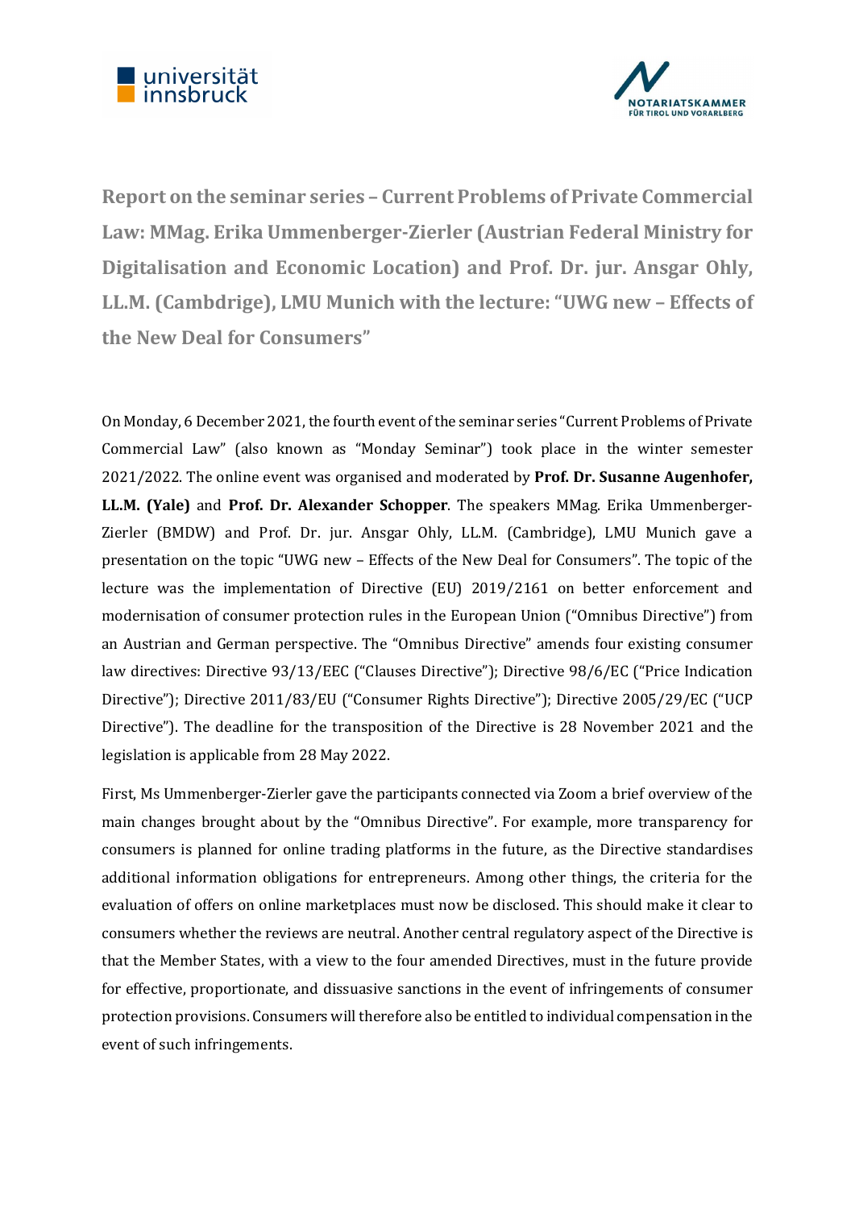# Report on the seminar series – Current Problems of Private Commercial Law: MMag. Erika Ummenberger-Zierler (Austrian Federal Ministry for Digitalisation and Economic Location) and Prof. Dr. jur. Ansgar Ohly, LL.M. (Cambdrige), LMU Munich with the lecture: "UWG new – Effects of the New Deal for Consumers"

On Monday, 6 December 2021, the fourth event of the seminar series "Current Problems of Private Commercial Law" (also known as "Monday Seminar") took place in the winter semester 2021/2022. The online event was organised and moderated by **Prof. Dr. Susanne Augenhofer, LL.M. (Yale)** and **Prof. Dr. Alexander Schopper**. The speakers MMag. Erika Ummenberger-Zierler (BMDW) and Prof. Dr. jur. Ansgar Ohly, LL.M. (Cambridge), LMU Munich gave a presentation on the topic "UWG new – Effects of the New Deal for Consumers". The topic of the lecture was the implementation of Directive (EU) 2019/2161 on better enforcement and modernisation of consumer protection rules in the European Union ("Omnibus Directive") from an Austrian and German perspective. The "Omnibus Directive" amends four existing consumer law directives: Directive 93/13/EEC ("Clauses Directive"); Directive 98/6/EC ("Price Indication Directive"); Directive 2011/83/EU ("Consumer Rights Directive"); Directive 2005/29/EC ("UCP Directive"). The deadline for the transposition of the Directive is 28 November 2021 and the legislation is applicable from 28 May 2022.

First, Ms Ummenberger-Zierler gave the participants connected via Zoom a brief overview of the main changes brought about by the "Omnibus Directive". For example, more transparency for consumers is planned for online trading platforms in the future, as the Directive standardises additional information obligations for entrepreneurs. Among other things, the criteria for the evaluation of offers on online marketplaces must now be disclosed. This should make it clear to consumers whether the reviews are neutral. Another central regulatory aspect of the Directive is that the Member States, with a view to the four amended Directives, must in the future provide for effective, proportionate, and dissuasive sanctions in the event of infringements of consumer protection provisions. Consumers will therefore also be entitled to individual compensation in the event of such infringements.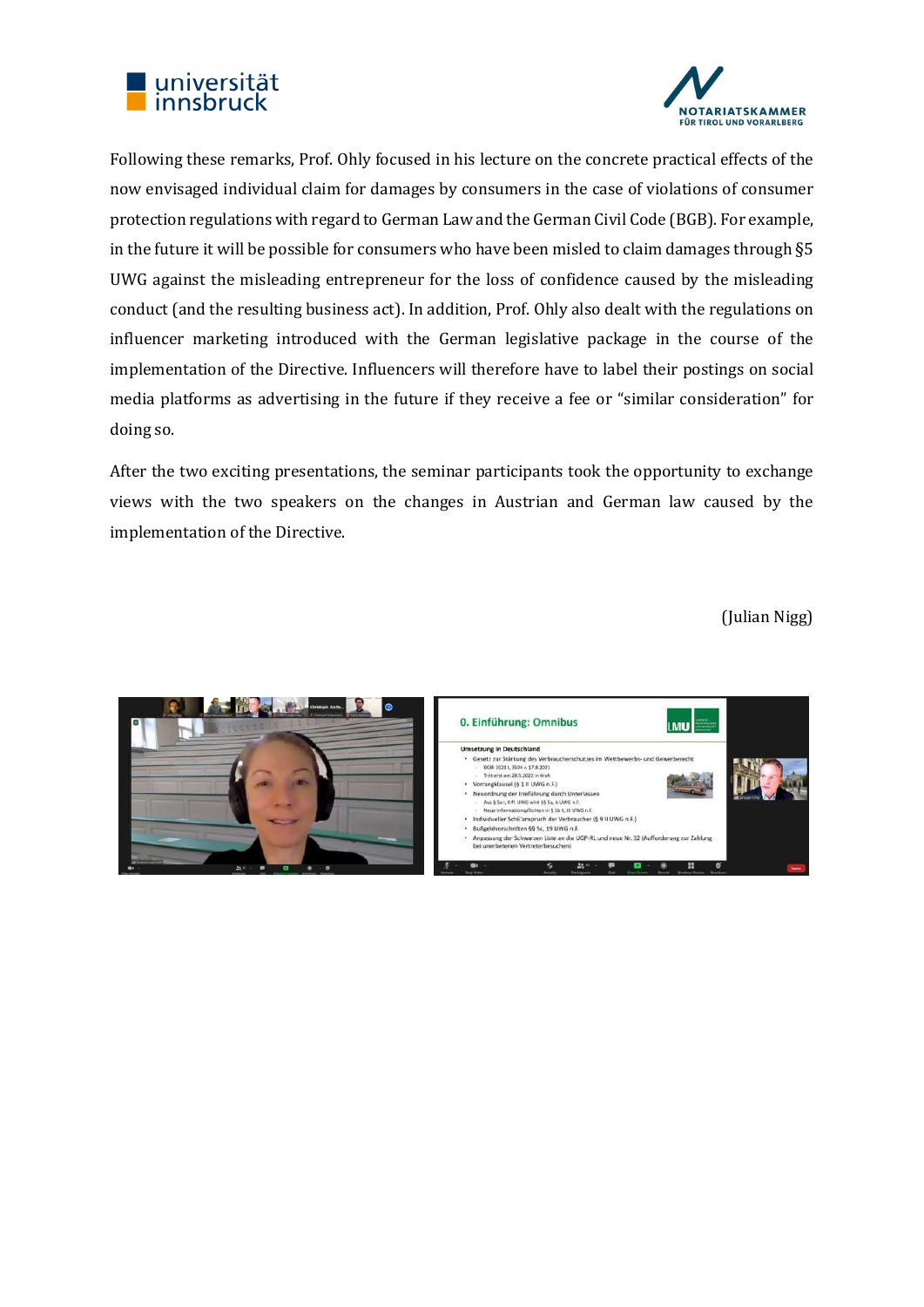Following these remarks, Prof. Ohly focused in his lecture on the concrete practical effects of the now envisaged individual claim for damages by consumers in the case of violations of consumer protection regulations with regard to German Law and the German Civil Code (BGB). For example, in the future it will be possible for consumers who have been misled to claim damages through §5 UWG against the misleading entrepreneur for the loss of confidence caused by the misleading conduct (and the resulting business act). In addition, Prof. Ohly also dealt with the regulations on influencer marketing introduced with the German legislative package in the course of the implementation of the Directive. Influencers will therefore have to label their postings on social media platforms as advertising in the future if they receive a fee or "similar consideration" for doing so.

After the two exciting presentations, the seminar participants took the opportunity to exchange views with the two speakers on the changes in Austrian and German law caused by the implementation of the Directive.

(Julian Nigg)